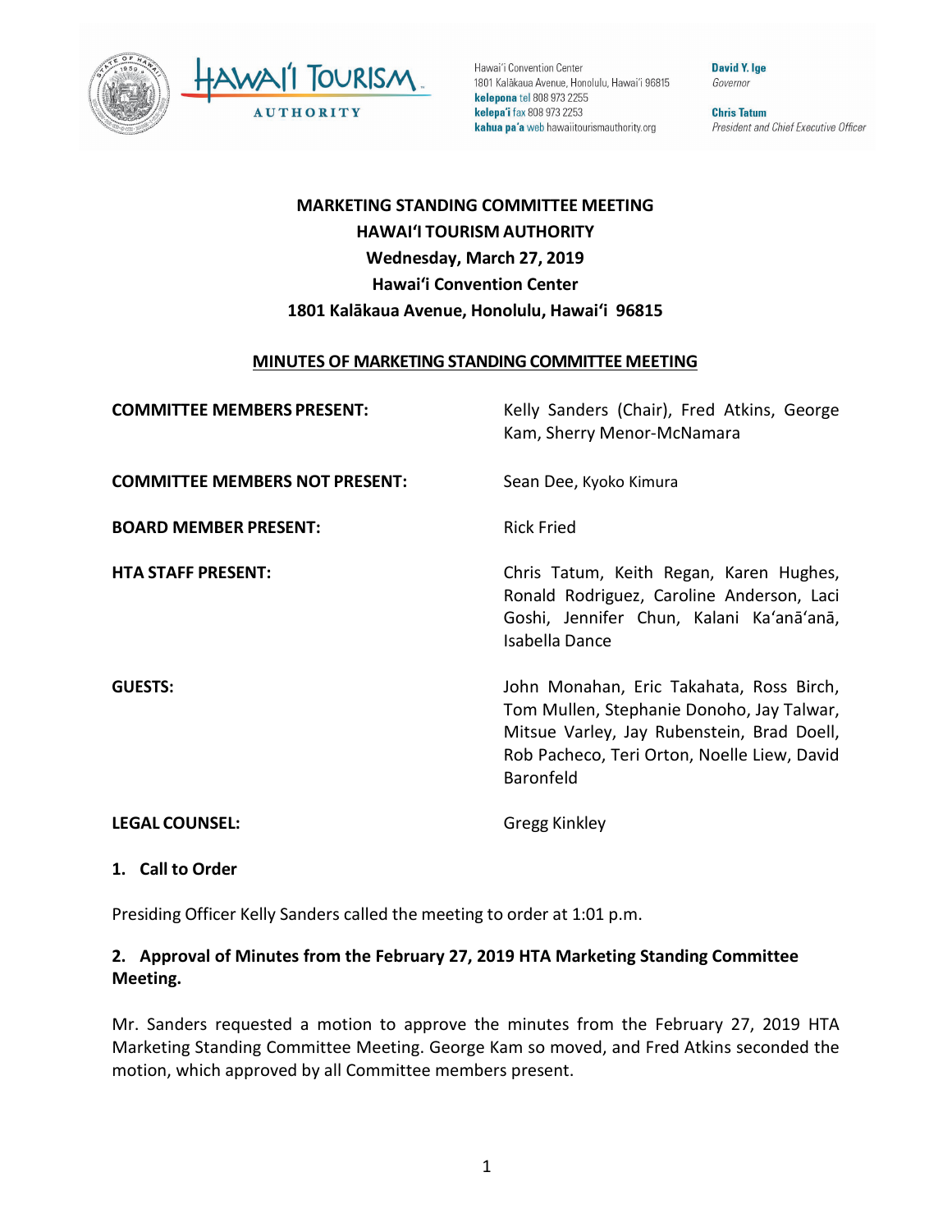Hawai'i Convention Center
1801 Kalākaua Avenue, Honolulu, Hawai'i 96815
**kelepona** tel 808 973 2255
**kelepa'i** fax 808 973 2253
**kahua pa'a** web hawaiitourismauthority.org

**David Y. Ige**
*Governor*

**Chris Tatum**
*President and Chief Executive Officer*

# MARKETING STANDING COMMITTEE MEETING
# HAWAIʻI TOURISM AUTHORITY
## Wednesday, March 27, 2019
## Hawaiʻi Convention Center
## 1801 Kalākaua Avenue, Honolulu, Hawaiʻi 96815

## MINUTES OF MARKETING STANDING COMMITTEE MEETING

| | |
|---|---|
| **COMMITTEE MEMBERS PRESENT:** | Kelly Sanders (Chair), Fred Atkins, George Kam, Sherry Menor-McNamara |
| **COMMITTEE MEMBERS NOT PRESENT:** | Sean Dee, Kyoko Kimura |
| **BOARD MEMBER PRESENT:** | Rick Fried |
| **HTA STAFF PRESENT:** | Chris Tatum, Keith Regan, Karen Hughes, Ronald Rodriguez, Caroline Anderson, Laci Goshi, Jennifer Chun, Kalani Kaʻanāʻanā, Isabella Dance |
| **GUESTS:** | John Monahan, Eric Takahata, Ross Birch, Tom Mullen, Stephanie Donoho, Jay Talwar, Mitsue Varley, Jay Rubenstein, Brad Doell, Rob Pacheco, Teri Orton, Noelle Liew, David Baronfeld |
| **LEGAL COUNSEL:** | Gregg Kinkley |

### 1. Call to Order

Presiding Officer Kelly Sanders called the meeting to order at 1:01 p.m.

### 2. Approval of Minutes from the February 27, 2019 HTA Marketing Standing Committee Meeting.

Mr. Sanders requested a motion to approve the minutes from the February 27, 2019 HTA Marketing Standing Committee Meeting. George Kam so moved, and Fred Atkins seconded the motion, which approved by all Committee members present.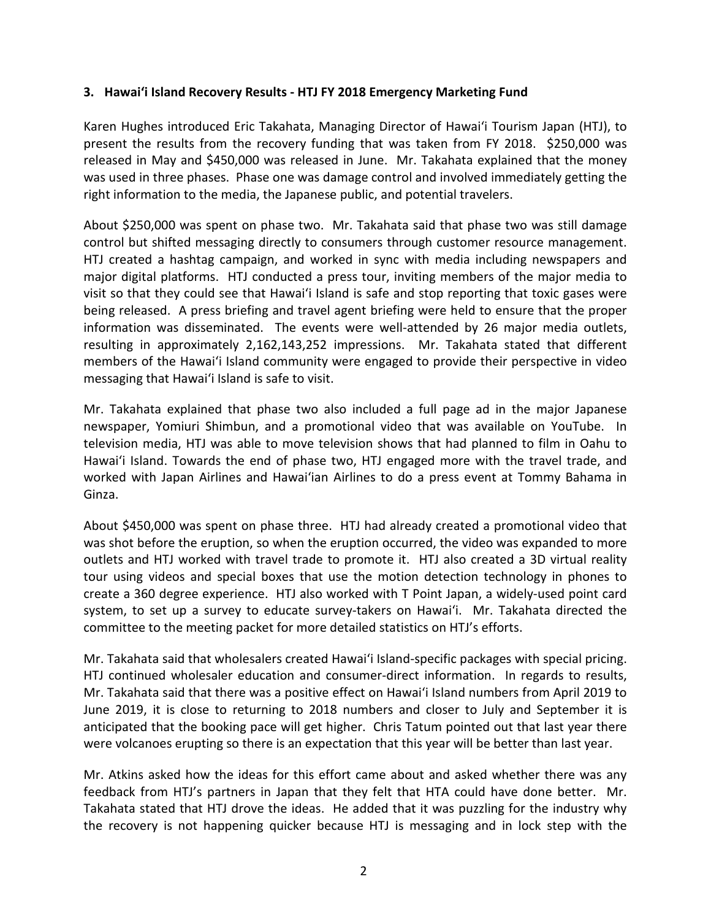### 3. Hawaiʻi Island Recovery Results - HTJ FY 2018 Emergency Marketing Fund

Karen Hughes introduced Eric Takahata, Managing Director of Hawaiʻi Tourism Japan (HTJ), to present the results from the recovery funding that was taken from FY 2018. $250,000 was released in May and $450,000 was released in June. Mr. Takahata explained that the money was used in three phases. Phase one was damage control and involved immediately getting the right information to the media, the Japanese public, and potential travelers.

About $250,000 was spent on phase two. Mr. Takahata said that phase two was still damage control but shifted messaging directly to consumers through customer resource management. HTJ created a hashtag campaign, and worked in sync with media including newspapers and major digital platforms. HTJ conducted a press tour, inviting members of the major media to visit so that they could see that Hawaiʻi Island is safe and stop reporting that toxic gases were being released. A press briefing and travel agent briefing were held to ensure that the proper information was disseminated. The events were well-attended by 26 major media outlets, resulting in approximately 2,162,143,252 impressions. Mr. Takahata stated that different members of the Hawaiʻi Island community were engaged to provide their perspective in video messaging that Hawaiʻi Island is safe to visit.

Mr. Takahata explained that phase two also included a full page ad in the major Japanese newspaper, Yomiuri Shimbun, and a promotional video that was available on YouTube. In television media, HTJ was able to move television shows that had planned to film in Oahu to Hawaiʻi Island. Towards the end of phase two, HTJ engaged more with the travel trade, and worked with Japan Airlines and Hawaiʻian Airlines to do a press event at Tommy Bahama in Ginza.

About $450,000 was spent on phase three. HTJ had already created a promotional video that was shot before the eruption, so when the eruption occurred, the video was expanded to more outlets and HTJ worked with travel trade to promote it. HTJ also created a 3D virtual reality tour using videos and special boxes that use the motion detection technology in phones to create a 360 degree experience. HTJ also worked with T Point Japan, a widely-used point card system, to set up a survey to educate survey-takers on Hawaiʻi. Mr. Takahata directed the committee to the meeting packet for more detailed statistics on HTJ's efforts.

Mr. Takahata said that wholesalers created Hawaiʻi Island-specific packages with special pricing. HTJ continued wholesaler education and consumer-direct information. In regards to results, Mr. Takahata said that there was a positive effect on Hawaiʻi Island numbers from April 2019 to June 2019, it is close to returning to 2018 numbers and closer to July and September it is anticipated that the booking pace will get higher. Chris Tatum pointed out that last year there were volcanoes erupting so there is an expectation that this year will be better than last year.

Mr. Atkins asked how the ideas for this effort came about and asked whether there was any feedback from HTJ's partners in Japan that they felt that HTA could have done better. Mr. Takahata stated that HTJ drove the ideas. He added that it was puzzling for the industry why the recovery is not happening quicker because HTJ is messaging and in lock step with the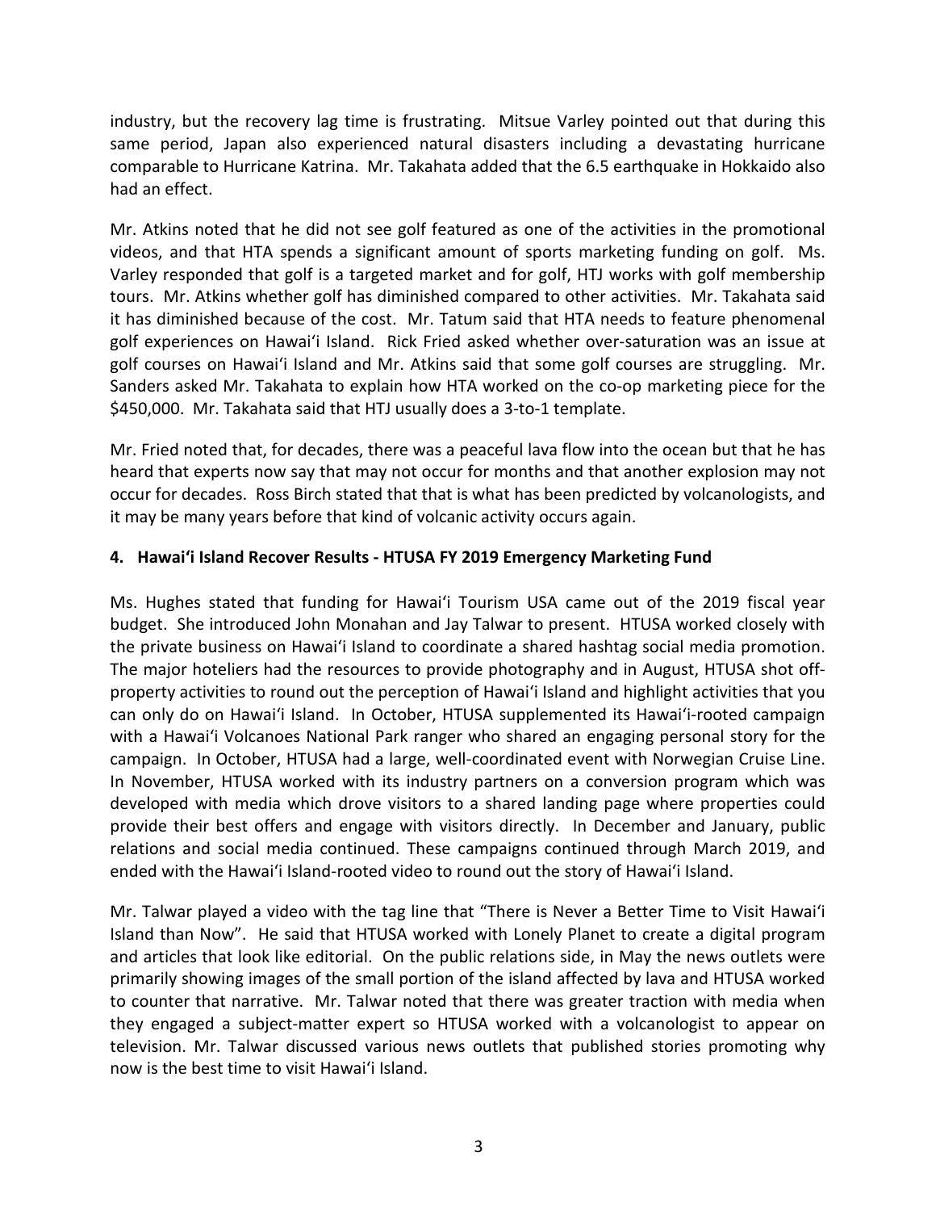industry, but the recovery lag time is frustrating. Mitsue Varley pointed out that during this same period, Japan also experienced natural disasters including a devastating hurricane comparable to Hurricane Katrina. Mr. Takahata added that the 6.5 earthquake in Hokkaido also had an effect.

Mr. Atkins noted that he did not see golf featured as one of the activities in the promotional videos, and that HTA spends a significant amount of sports marketing funding on golf. Ms. Varley responded that golf is a targeted market and for golf, HTJ works with golf membership tours. Mr. Atkins whether golf has diminished compared to other activities. Mr. Takahata said it has diminished because of the cost. Mr. Tatum said that HTA needs to feature phenomenal golf experiences on Hawai'i Island. Rick Fried asked whether over-saturation was an issue at golf courses on Hawai'i Island and Mr. Atkins said that some golf courses are struggling. Mr. Sanders asked Mr. Takahata to explain how HTA worked on the co-op marketing piece for the $450,000. Mr. Takahata said that HTJ usually does a 3-to-1 template.

Mr. Fried noted that, for decades, there was a peaceful lava flow into the ocean but that he has heard that experts now say that may not occur for months and that another explosion may not occur for decades. Ross Birch stated that that is what has been predicted by volcanologists, and it may be many years before that kind of volcanic activity occurs again.

**4. Hawai'i Island Recover Results - HTUSA FY 2019 Emergency Marketing Fund**

Ms. Hughes stated that funding for Hawai'i Tourism USA came out of the 2019 fiscal year budget. She introduced John Monahan and Jay Talwar to present. HTUSA worked closely with the private business on Hawai'i Island to coordinate a shared hashtag social media promotion. The major hoteliers had the resources to provide photography and in August, HTUSA shot off-property activities to round out the perception of Hawai'i Island and highlight activities that you can only do on Hawai'i Island. In October, HTUSA supplemented its Hawai'i-rooted campaign with a Hawai'i Volcanoes National Park ranger who shared an engaging personal story for the campaign. In October, HTUSA had a large, well-coordinated event with Norwegian Cruise Line. In November, HTUSA worked with its industry partners on a conversion program which was developed with media which drove visitors to a shared landing page where properties could provide their best offers and engage with visitors directly. In December and January, public relations and social media continued. These campaigns continued through March 2019, and ended with the Hawai'i Island-rooted video to round out the story of Hawai'i Island.

Mr. Talwar played a video with the tag line that "There is Never a Better Time to Visit Hawai'i Island than Now". He said that HTUSA worked with Lonely Planet to create a digital program and articles that look like editorial. On the public relations side, in May the news outlets were primarily showing images of the small portion of the island affected by lava and HTUSA worked to counter that narrative. Mr. Talwar noted that there was greater traction with media when they engaged a subject-matter expert so HTUSA worked with a volcanologist to appear on television. Mr. Talwar discussed various news outlets that published stories promoting why now is the best time to visit Hawai'i Island.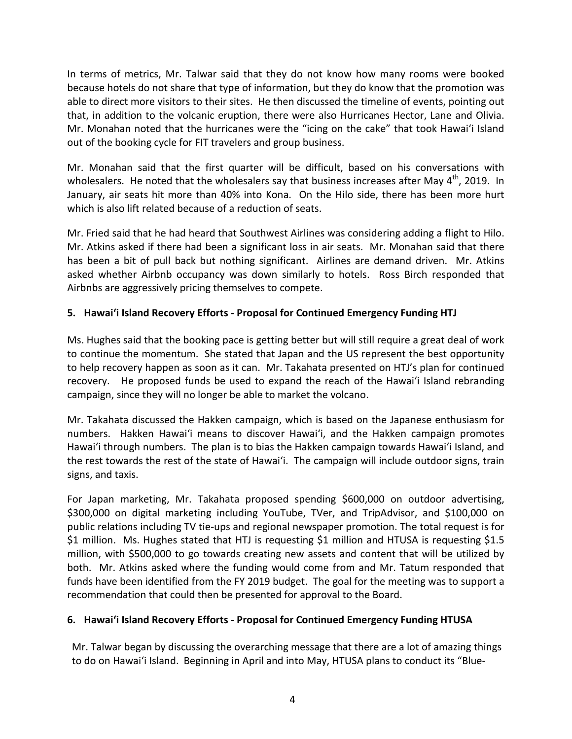In terms of metrics, Mr. Talwar said that they do not know how many rooms were booked because hotels do not share that type of information, but they do know that the promotion was able to direct more visitors to their sites. He then discussed the timeline of events, pointing out that, in addition to the volcanic eruption, there were also Hurricanes Hector, Lane and Olivia. Mr. Monahan noted that the hurricanes were the "icing on the cake" that took Hawai'i Island out of the booking cycle for FIT travelers and group business.

Mr. Monahan said that the first quarter will be difficult, based on his conversations with wholesalers. He noted that the wholesalers say that business increases after May 4th, 2019. In January, air seats hit more than 40% into Kona. On the Hilo side, there has been more hurt which is also lift related because of a reduction of seats.

Mr. Fried said that he had heard that Southwest Airlines was considering adding a flight to Hilo. Mr. Atkins asked if there had been a significant loss in air seats. Mr. Monahan said that there has been a bit of pull back but nothing significant. Airlines are demand driven. Mr. Atkins asked whether Airbnb occupancy was down similarly to hotels. Ross Birch responded that Airbnbs are aggressively pricing themselves to compete.

**5. Hawai'i Island Recovery Efforts - Proposal for Continued Emergency Funding HTJ**

Ms. Hughes said that the booking pace is getting better but will still require a great deal of work to continue the momentum. She stated that Japan and the US represent the best opportunity to help recovery happen as soon as it can. Mr. Takahata presented on HTJ's plan for continued recovery. He proposed funds be used to expand the reach of the Hawai'i Island rebranding campaign, since they will no longer be able to market the volcano.

Mr. Takahata discussed the Hakken campaign, which is based on the Japanese enthusiasm for numbers. Hakken Hawai'i means to discover Hawai'i, and the Hakken campaign promotes Hawai'i through numbers. The plan is to bias the Hakken campaign towards Hawai'i Island, and the rest towards the rest of the state of Hawai'i. The campaign will include outdoor signs, train signs, and taxis.

For Japan marketing, Mr. Takahata proposed spending $600,000 on outdoor advertising, $300,000 on digital marketing including YouTube, TVer, and TripAdvisor, and $100,000 on public relations including TV tie-ups and regional newspaper promotion. The total request is for $1 million. Ms. Hughes stated that HTJ is requesting $1 million and HTUSA is requesting $1.5 million, with $500,000 to go towards creating new assets and content that will be utilized by both. Mr. Atkins asked where the funding would come from and Mr. Tatum responded that funds have been identified from the FY 2019 budget. The goal for the meeting was to support a recommendation that could then be presented for approval to the Board.

**6. Hawai'i Island Recovery Efforts - Proposal for Continued Emergency Funding HTUSA**

Mr. Talwar began by discussing the overarching message that there are a lot of amazing things to do on Hawai'i Island. Beginning in April and into May, HTUSA plans to conduct its "Blue-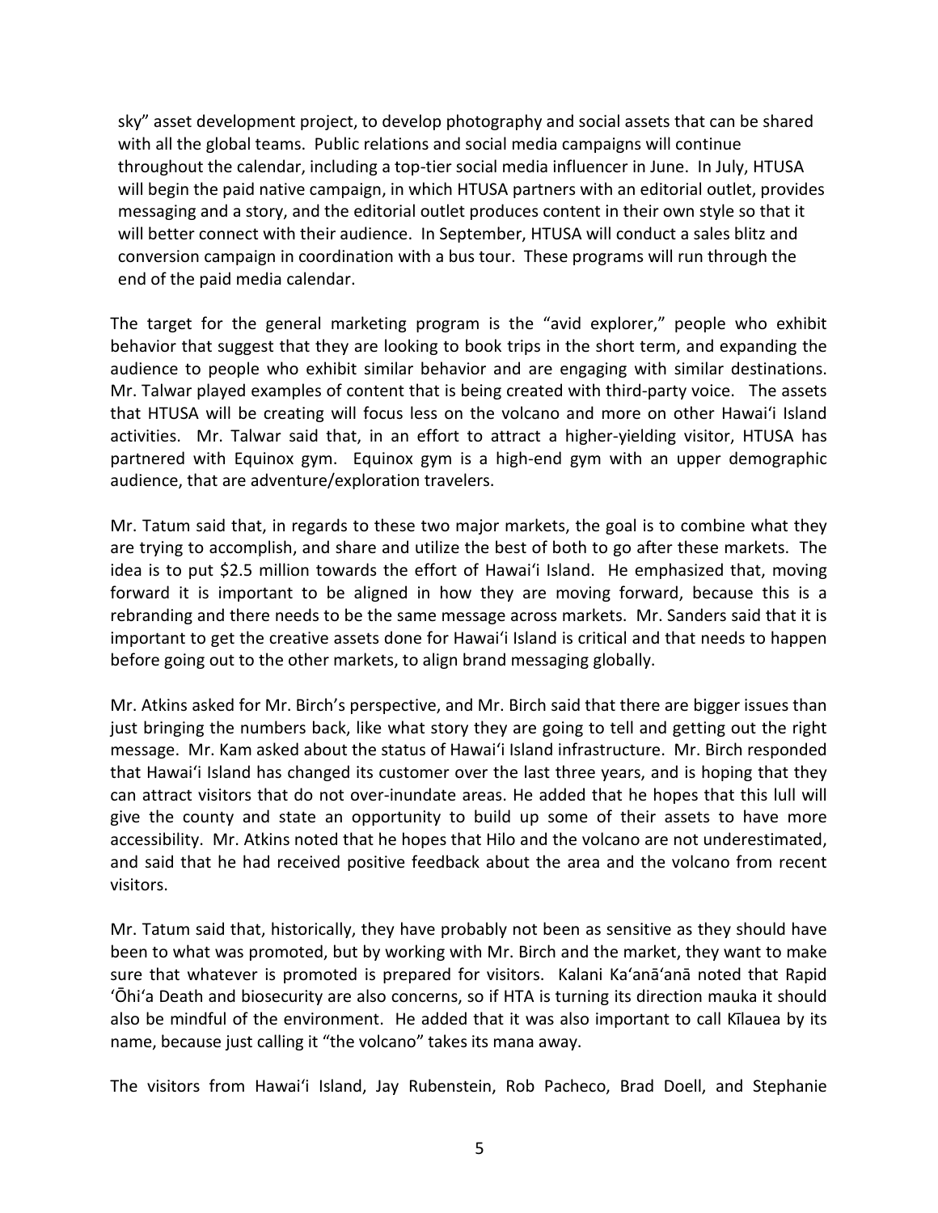sky" asset development project, to develop photography and social assets that can be shared with all the global teams. Public relations and social media campaigns will continue throughout the calendar, including a top-tier social media influencer in June. In July, HTUSA will begin the paid native campaign, in which HTUSA partners with an editorial outlet, provides messaging and a story, and the editorial outlet produces content in their own style so that it will better connect with their audience. In September, HTUSA will conduct a sales blitz and conversion campaign in coordination with a bus tour. These programs will run through the end of the paid media calendar.

The target for the general marketing program is the "avid explorer," people who exhibit behavior that suggest that they are looking to book trips in the short term, and expanding the audience to people who exhibit similar behavior and are engaging with similar destinations. Mr. Talwar played examples of content that is being created with third-party voice. The assets that HTUSA will be creating will focus less on the volcano and more on other Hawaiʻi Island activities. Mr. Talwar said that, in an effort to attract a higher-yielding visitor, HTUSA has partnered with Equinox gym. Equinox gym is a high-end gym with an upper demographic audience, that are adventure/exploration travelers.

Mr. Tatum said that, in regards to these two major markets, the goal is to combine what they are trying to accomplish, and share and utilize the best of both to go after these markets. The idea is to put $2.5 million towards the effort of Hawaiʻi Island. He emphasized that, moving forward it is important to be aligned in how they are moving forward, because this is a rebranding and there needs to be the same message across markets. Mr. Sanders said that it is important to get the creative assets done for Hawaiʻi Island is critical and that needs to happen before going out to the other markets, to align brand messaging globally.

Mr. Atkins asked for Mr. Birch's perspective, and Mr. Birch said that there are bigger issues than just bringing the numbers back, like what story they are going to tell and getting out the right message. Mr. Kam asked about the status of Hawaiʻi Island infrastructure. Mr. Birch responded that Hawaiʻi Island has changed its customer over the last three years, and is hoping that they can attract visitors that do not over-inundate areas. He added that he hopes that this lull will give the county and state an opportunity to build up some of their assets to have more accessibility. Mr. Atkins noted that he hopes that Hilo and the volcano are not underestimated, and said that he had received positive feedback about the area and the volcano from recent visitors.

Mr. Tatum said that, historically, they have probably not been as sensitive as they should have been to what was promoted, but by working with Mr. Birch and the market, they want to make sure that whatever is promoted is prepared for visitors. Kalani Kaʻanāʻanā noted that Rapid ʻŌhiʻa Death and biosecurity are also concerns, so if HTA is turning its direction mauka it should also be mindful of the environment. He added that it was also important to call Kīlauea by its name, because just calling it "the volcano" takes its mana away.

The visitors from Hawaiʻi Island, Jay Rubenstein, Rob Pacheco, Brad Doell, and Stephanie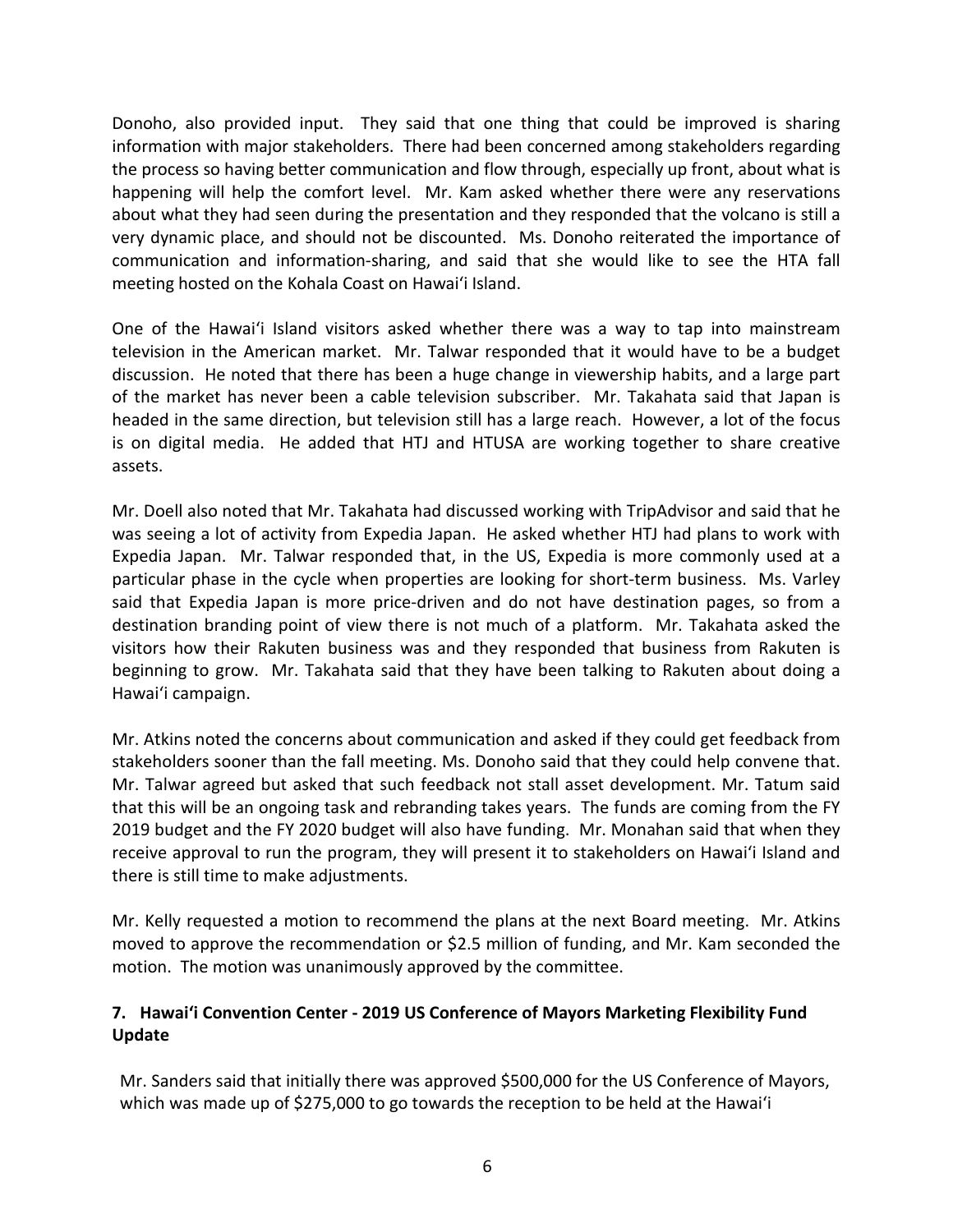Donoho, also provided input. They said that one thing that could be improved is sharing information with major stakeholders. There had been concerned among stakeholders regarding the process so having better communication and flow through, especially up front, about what is happening will help the comfort level. Mr. Kam asked whether there were any reservations about what they had seen during the presentation and they responded that the volcano is still a very dynamic place, and should not be discounted. Ms. Donoho reiterated the importance of communication and information-sharing, and said that she would like to see the HTA fall meeting hosted on the Kohala Coast on Hawaiʻi Island.

One of the Hawaiʻi Island visitors asked whether there was a way to tap into mainstream television in the American market. Mr. Talwar responded that it would have to be a budget discussion. He noted that there has been a huge change in viewership habits, and a large part of the market has never been a cable television subscriber. Mr. Takahata said that Japan is headed in the same direction, but television still has a large reach. However, a lot of the focus is on digital media. He added that HTJ and HTUSA are working together to share creative assets.

Mr. Doell also noted that Mr. Takahata had discussed working with TripAdvisor and said that he was seeing a lot of activity from Expedia Japan. He asked whether HTJ had plans to work with Expedia Japan. Mr. Talwar responded that, in the US, Expedia is more commonly used at a particular phase in the cycle when properties are looking for short-term business. Ms. Varley said that Expedia Japan is more price-driven and do not have destination pages, so from a destination branding point of view there is not much of a platform. Mr. Takahata asked the visitors how their Rakuten business was and they responded that business from Rakuten is beginning to grow. Mr. Takahata said that they have been talking to Rakuten about doing a Hawaiʻi campaign.

Mr. Atkins noted the concerns about communication and asked if they could get feedback from stakeholders sooner than the fall meeting. Ms. Donoho said that they could help convene that. Mr. Talwar agreed but asked that such feedback not stall asset development. Mr. Tatum said that this will be an ongoing task and rebranding takes years. The funds are coming from the FY 2019 budget and the FY 2020 budget will also have funding. Mr. Monahan said that when they receive approval to run the program, they will present it to stakeholders on Hawaiʻi Island and there is still time to make adjustments.

Mr. Kelly requested a motion to recommend the plans at the next Board meeting. Mr. Atkins moved to approve the recommendation or $2.5 million of funding, and Mr. Kam seconded the motion. The motion was unanimously approved by the committee.

**7. Hawaiʻi Convention Center - 2019 US Conference of Mayors Marketing Flexibility Fund Update**

Mr. Sanders said that initially there was approved $500,000 for the US Conference of Mayors, which was made up of $275,000 to go towards the reception to be held at the Hawaiʻi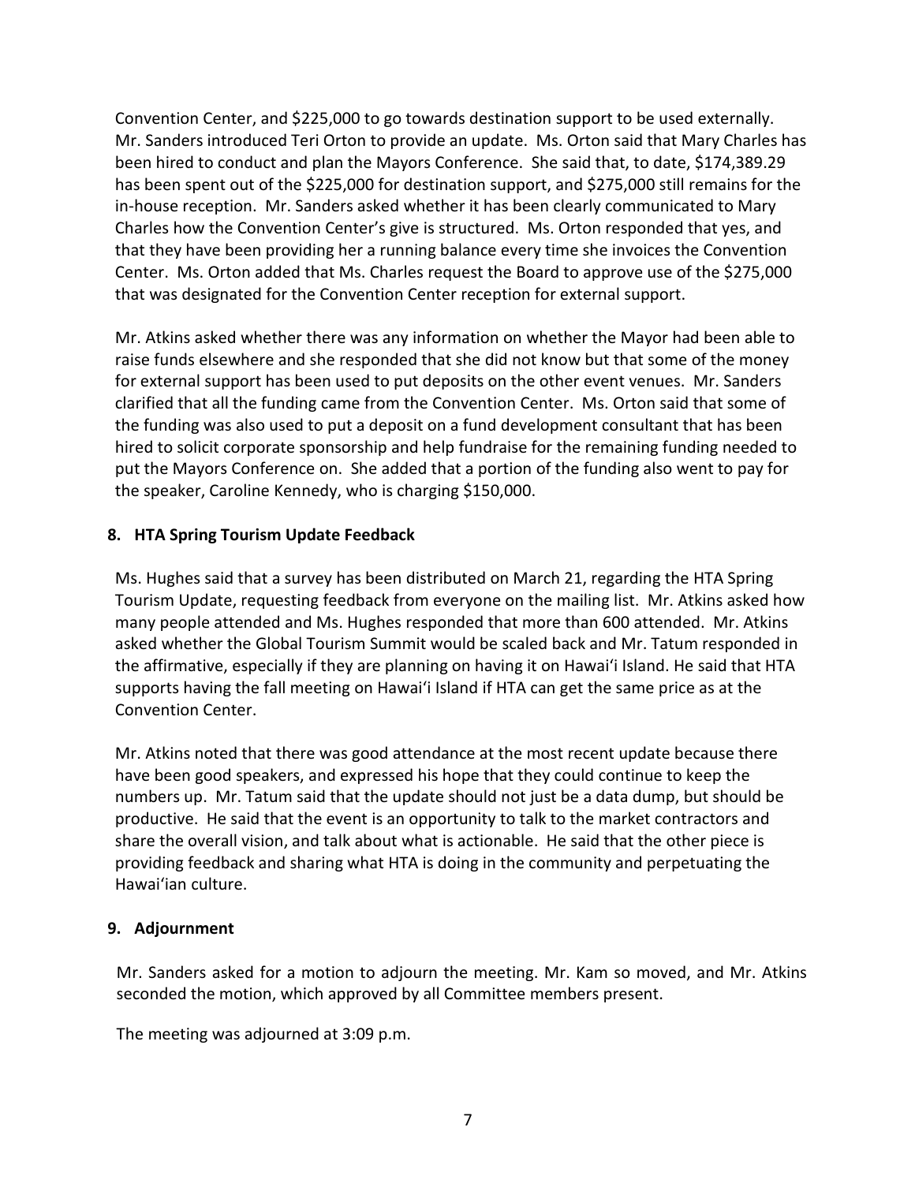Convention Center, and $225,000 to go towards destination support to be used externally. Mr. Sanders introduced Teri Orton to provide an update. Ms. Orton said that Mary Charles has been hired to conduct and plan the Mayors Conference. She said that, to date, $174,389.29 has been spent out of the $225,000 for destination support, and $275,000 still remains for the in-house reception. Mr. Sanders asked whether it has been clearly communicated to Mary Charles how the Convention Center's give is structured. Ms. Orton responded that yes, and that they have been providing her a running balance every time she invoices the Convention Center. Ms. Orton added that Ms. Charles request the Board to approve use of the $275,000 that was designated for the Convention Center reception for external support.

Mr. Atkins asked whether there was any information on whether the Mayor had been able to raise funds elsewhere and she responded that she did not know but that some of the money for external support has been used to put deposits on the other event venues. Mr. Sanders clarified that all the funding came from the Convention Center. Ms. Orton said that some of the funding was also used to put a deposit on a fund development consultant that has been hired to solicit corporate sponsorship and help fundraise for the remaining funding needed to put the Mayors Conference on. She added that a portion of the funding also went to pay for the speaker, Caroline Kennedy, who is charging $150,000.

## 8. HTA Spring Tourism Update Feedback

Ms. Hughes said that a survey has been distributed on March 21, regarding the HTA Spring Tourism Update, requesting feedback from everyone on the mailing list. Mr. Atkins asked how many people attended and Ms. Hughes responded that more than 600 attended. Mr. Atkins asked whether the Global Tourism Summit would be scaled back and Mr. Tatum responded in the affirmative, especially if they are planning on having it on Hawaiʻi Island. He said that HTA supports having the fall meeting on Hawaiʻi Island if HTA can get the same price as at the Convention Center.

Mr. Atkins noted that there was good attendance at the most recent update because there have been good speakers, and expressed his hope that they could continue to keep the numbers up. Mr. Tatum said that the update should not just be a data dump, but should be productive. He said that the event is an opportunity to talk to the market contractors and share the overall vision, and talk about what is actionable. He said that the other piece is providing feedback and sharing what HTA is doing in the community and perpetuating the Hawaiʻian culture.

## 9. Adjournment

Mr. Sanders asked for a motion to adjourn the meeting. Mr. Kam so moved, and Mr. Atkins seconded the motion, which approved by all Committee members present.

The meeting was adjourned at 3:09 p.m.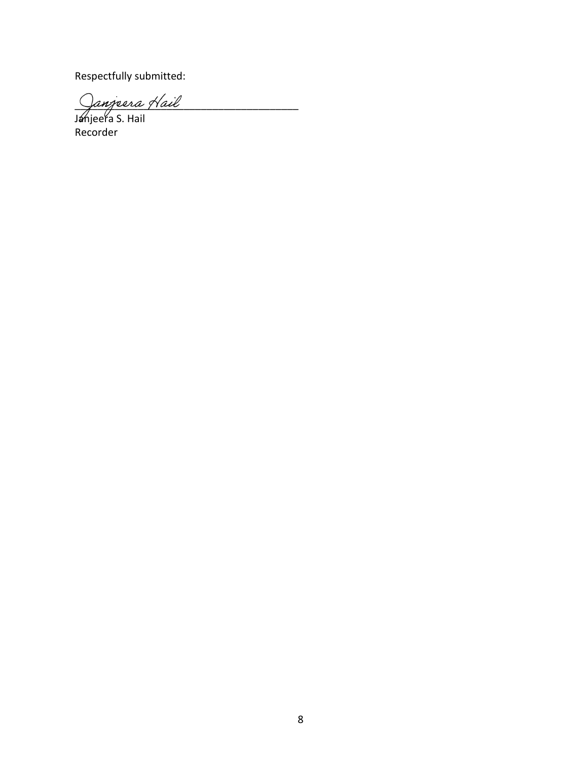Respectfully submitted:

*Janjeera Hail*

Janjeera S. Hail
Recorder